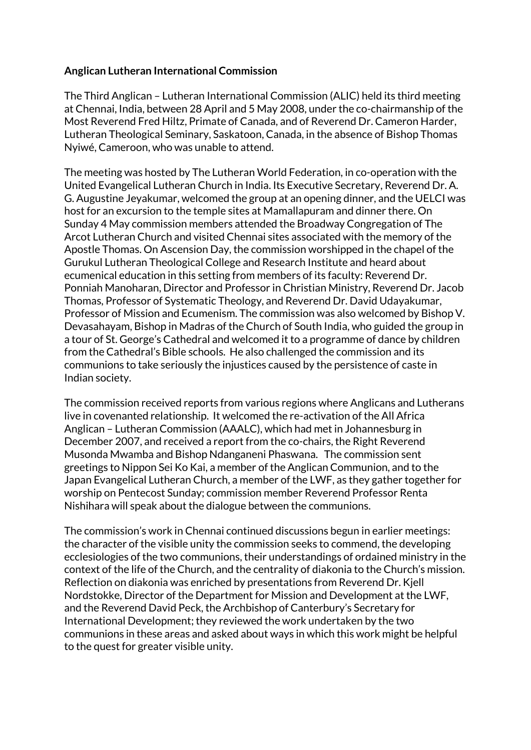**Anglican Lutheran International Commission**

The Third Anglican – Lutheran International Commission (ALIC) held its third meeting at Chennai, India, between 28 April and 5 May 2008, under the co-chairmanship of the Most Reverend Fred Hiltz, Primate of Canada, and of Reverend Dr. Cameron Harder, Lutheran Theological Seminary, Saskatoon, Canada, in the absence of Bishop Thomas Nyiwé, Cameroon, who was unable to attend.

The meeting was hosted by The Lutheran World Federation, in co-operation with the United Evangelical Lutheran Church in India. Its Executive Secretary, Reverend Dr. A. G. Augustine Jeyakumar, welcomed the group at an opening dinner, and the UELCI was host for an excursion to the temple sites at Mamallapuram and dinner there. On Sunday 4 May commission members attended the Broadway Congregation of The Arcot Lutheran Church and visited Chennai sites associated with the memory of the Apostle Thomas. On Ascension Day, the commission worshipped in the chapel of the Gurukul Lutheran Theological College and Research Institute and heard about ecumenical education in this setting from members of its faculty: Reverend Dr. Ponniah Manoharan, Director and Professor in Christian Ministry, Reverend Dr. Jacob Thomas, Professor of Systematic Theology, and Reverend Dr. David Udayakumar, Professor of Mission and Ecumenism. The commission was also welcomed by Bishop V. Devasahayam, Bishop in Madras of the Church of South India, who guided the group in a tour of St. George's Cathedral and welcomed it to a programme of dance by children from the Cathedral's Bible schools. He also challenged the commission and its communions to take seriously the injustices caused by the persistence of caste in Indian society.

The commission received reports from various regions where Anglicans and Lutherans live in covenanted relationship. It welcomed the re-activation of the All Africa Anglican – Lutheran Commission (AAALC), which had met in Johannesburg in December 2007, and received a report from the co-chairs, the Right Reverend Musonda Mwamba and Bishop Ndanganeni Phaswana. The commission sent greetings to Nippon Sei Ko Kai, a member of the Anglican Communion, and to the Japan Evangelical Lutheran Church, a member of the LWF, as they gather together for worship on Pentecost Sunday; commission member Reverend Professor Renta Nishihara will speak about the dialogue between the communions.

The commission's work in Chennai continued discussions begun in earlier meetings: the character of the visible unity the commission seeks to commend, the developing ecclesiologies of the two communions, their understandings of ordained ministry in the context of the life of the Church, and the centrality of diakonia to the Church's mission. Reflection on diakonia was enriched by presentations from Reverend Dr. Kjell Nordstokke, Director of the Department for Mission and Development at the LWF, and the Reverend David Peck, the Archbishop of Canterbury's Secretary for International Development; they reviewed the work undertaken by the two communions in these areas and asked about ways in which this work might be helpful to the quest for greater visible unity.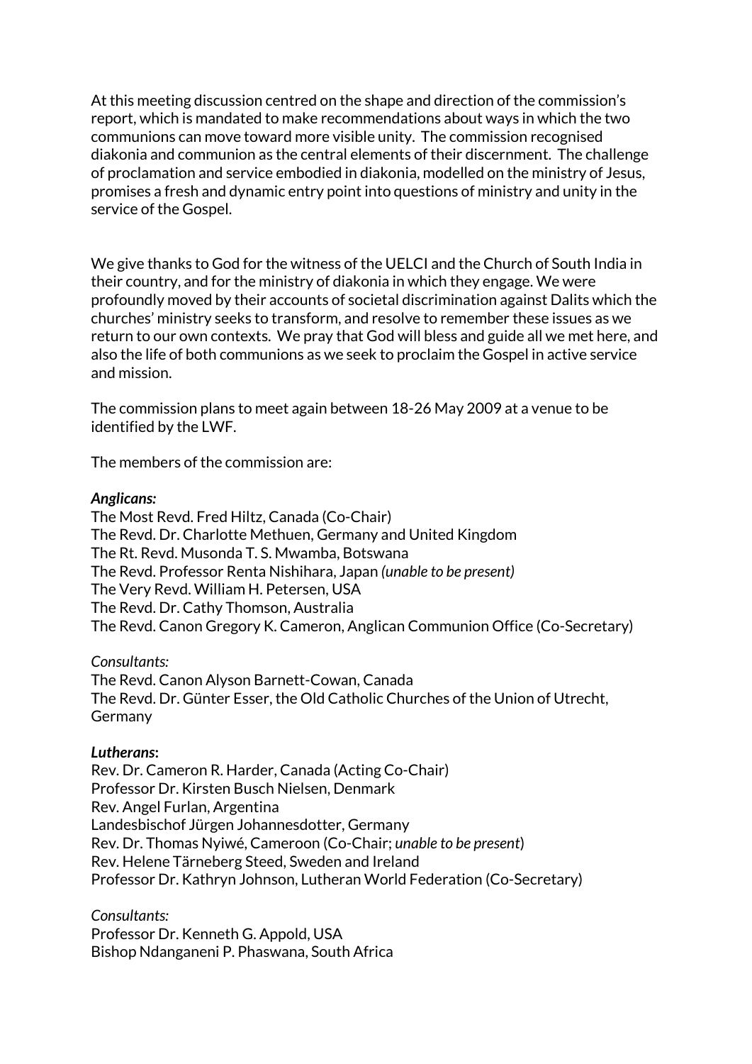At this meeting discussion centred on the shape and direction of the commission's report, which is mandated to make recommendations about ways in which the two communions can move toward more visible unity. The commission recognised diakonia and communion as the central elements of their discernment. The challenge of proclamation and service embodied in diakonia, modelled on the ministry of Jesus, promises a fresh and dynamic entry point into questions of ministry and unity in the service of the Gospel.

We give thanks to God for the witness of the UELCI and the Church of South India in their country, and for the ministry of diakonia in which they engage. We were profoundly moved by their accounts of societal discrimination against Dalits which the churches' ministry seeks to transform, and resolve to remember these issues as we return to our own contexts. We pray that God will bless and guide all we met here, and also the life of both communions as we seek to proclaim the Gospel in active service and mission.

The commission plans to meet again between 18-26 May 2009 at a venue to be identified by the LWF.

The members of the commission are:

***Anglicans:***
The Most Revd. Fred Hiltz, Canada (Co-Chair)
The Revd. Dr. Charlotte Methuen, Germany and United Kingdom
The Rt. Revd. Musonda T. S. Mwamba, Botswana
The Revd. Professor Renta Nishihara, Japan *(unable to be present)*
The Very Revd. William H. Petersen, USA
The Revd. Dr. Cathy Thomson, Australia
The Revd. Canon Gregory K. Cameron, Anglican Communion Office (Co-Secretary)

*Consultants:*
The Revd. Canon Alyson Barnett-Cowan, Canada
The Revd. Dr. Günter Esser, the Old Catholic Churches of the Union of Utrecht, Germany

***Lutherans:***
Rev. Dr. Cameron R. Harder, Canada (Acting Co-Chair)
Professor Dr. Kirsten Busch Nielsen, Denmark
Rev. Angel Furlan, Argentina
Landesbischof Jürgen Johannesdotter, Germany
Rev. Dr. Thomas Nyiwé, Cameroon (Co-Chair; *unable to be present*)
Rev. Helene Tärneberg Steed, Sweden and Ireland
Professor Dr. Kathryn Johnson, Lutheran World Federation (Co-Secretary)

*Consultants:*
Professor Dr. Kenneth G. Appold, USA
Bishop Ndanganeni P. Phaswana, South Africa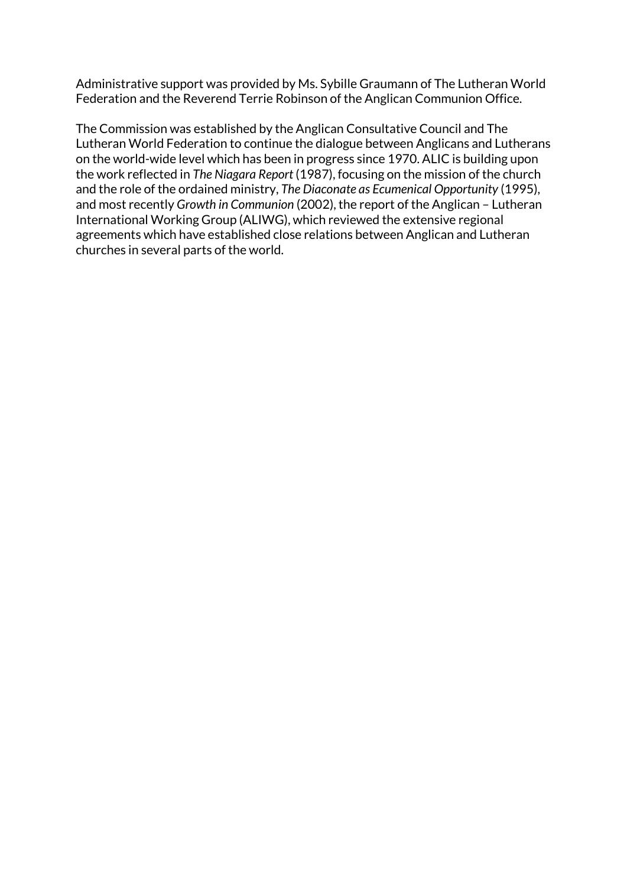Administrative support was provided by Ms. Sybille Graumann of The Lutheran World Federation and the Reverend Terrie Robinson of the Anglican Communion Office.

The Commission was established by the Anglican Consultative Council and The Lutheran World Federation to continue the dialogue between Anglicans and Lutherans on the world-wide level which has been in progress since 1970. ALIC is building upon the work reflected in *The Niagara Report* (1987), focusing on the mission of the church and the role of the ordained ministry, *The Diaconate as Ecumenical Opportunity* (1995), and most recently *Growth in Communion* (2002), the report of the Anglican – Lutheran International Working Group (ALIWG), which reviewed the extensive regional agreements which have established close relations between Anglican and Lutheran churches in several parts of the world.